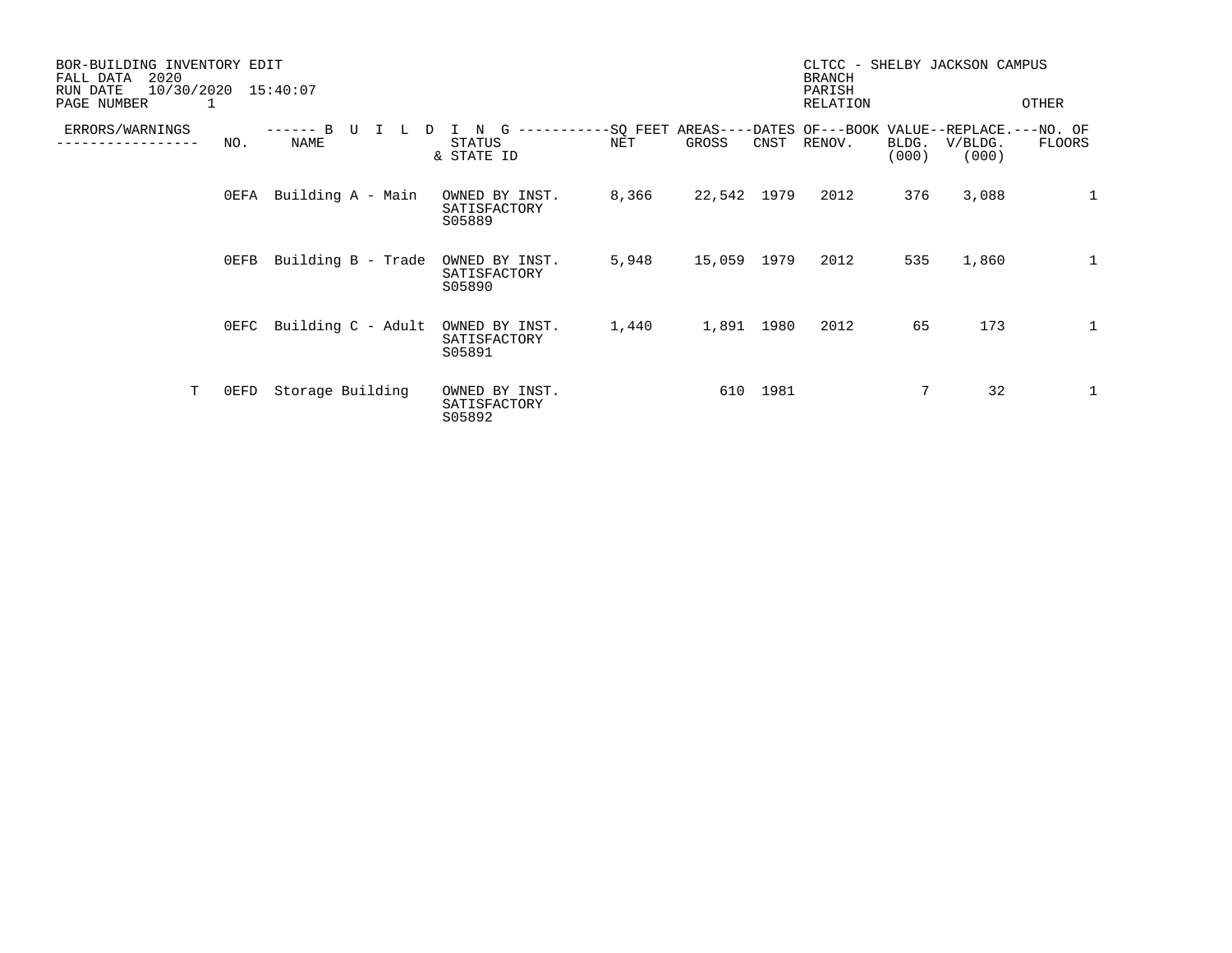BOR-BUILDING INVENTORY EDIT
FALL DATA 2020
RUN DATE 10/30/2020 15:40:07
PAGE NUMBER 1

CLTCC - SHELBY JACKSON CAMPUS
BRANCH
PARISH
RELATION OTHER

| ERRORS/WARNINGS | BUILDING NO. | BUILDING NAME | STATUS & STATE ID | SQ FEET AREAS NET | SQ FEET AREAS GROSS | DATES OF CNST | DATES OF RENOV. | BOOK VALUE BLDG. (000) | REPLACE. V/BLDG. (000) | NO. OF FLOORS |
|---|---|---|---|---|---|---|---|---|---|---|
| | 0EFA | Building A - Main | OWNED BY INST. SATISFACTORY S05889 | 8,366 | 22,542 | 1979 | 2012 | 376 | 3,088 | 1 |
| | 0EFB | Building B - Trade | OWNED BY INST. SATISFACTORY S05890 | 5,948 | 15,059 | 1979 | 2012 | 535 | 1,860 | 1 |
| | 0EFC | Building C - Adult | OWNED BY INST. SATISFACTORY S05891 | 1,440 | 1,891 | 1980 | 2012 | 65 | 173 | 1 |
| T | 0EFD | Storage Building | OWNED BY INST. SATISFACTORY S05892 | | 610 | 1981 | | 7 | 32 | 1 |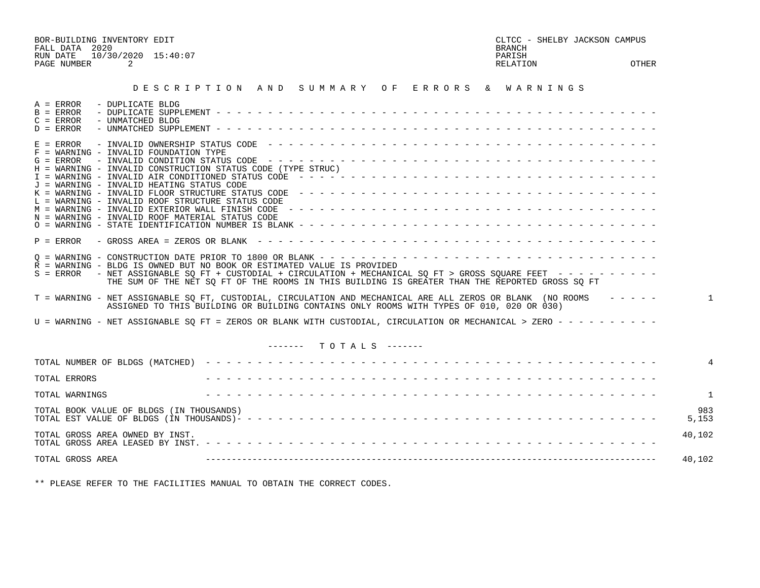BOR-BUILDING INVENTORY EDIT
FALL DATA 2020
RUN DATE 10/30/2020 15:40:07

CLTCC - SHELBY JACKSON CAMPUS
BRANCH
PARISH
RELATION OTHER

## D E S C R I P T I O N   A N D   S U M M A R Y   O F   E R R O R S   &   W A R N I N G S

| | | |
|---|---|---|
| A = ERROR | - DUPLICATE BLDG | |
| B = ERROR | - DUPLICATE SUPPLEMENT | |
| C = ERROR | - UNMATCHED BLDG | |
| D = ERROR | - UNMATCHED SUPPLEMENT | |
| E = ERROR | - INVALID OWNERSHIP STATUS CODE | |
| F = WARNING | - INVALID FOUNDATION TYPE | |
| G = ERROR | - INVALID CONDITION STATUS CODE | |
| H = WARNING | - INVALID CONSTRUCTION STATUS CODE (TYPE STRUC) | |
| I = WARNING | - INVALID AIR CONDITIONED STATUS CODE | |
| J = WARNING | - INVALID HEATING STATUS CODE | |
| K = WARNING | - INVALID FLOOR STRUCTURE STATUS CODE | |
| L = WARNING | - INVALID ROOF STRUCTURE STATUS CODE | |
| M = WARNING | - INVALID EXTERIOR WALL FINISH CODE | |
| N = WARNING | - INVALID ROOF MATERIAL STATUS CODE | |
| O = WARNING | - STATE IDENTIFICATION NUMBER IS BLANK | |
| P = ERROR | - GROSS AREA = ZEROS OR BLANK | |
| Q = WARNING | - CONSTRUCTION DATE PRIOR TO 1800 OR BLANK | |
| R = WARNING | - BLDG IS OWNED BUT NO BOOK OR ESTIMATED VALUE IS PROVIDED | |
| S = ERROR | - NET ASSIGNABLE SQ FT + CUSTODIAL + CIRCULATION + MECHANICAL SQ FT > GROSS SQUARE FEET<br>THE SUM OF THE NET SQ FT OF THE ROOMS IN THIS BUILDING IS GREATER THAN THE REPORTED GROSS SQ FT | |
| T = WARNING | - NET ASSIGNABLE SQ FT, CUSTODIAL, CIRCULATION AND MECHANICAL ARE ALL ZEROS OR BLANK (NO ROOMS ASSIGNED TO THIS BUILDING OR BUILDING CONTAINS ONLY ROOMS WITH TYPES OF 010, 020 OR 030) | 1 |
| U = WARNING | - NET ASSIGNABLE SQ FT = ZEROS OR BLANK WITH CUSTODIAL, CIRCULATION OR MECHANICAL > ZERO | |

## ------- T O T A L S -------

| | |
|---|---|
| TOTAL NUMBER OF BLDGS (MATCHED) | 4 |
| TOTAL ERRORS | |
| TOTAL WARNINGS | 1 |
| TOTAL BOOK VALUE OF BLDGS (IN THOUSANDS) | 983 |
| TOTAL EST VALUE OF BLDGS (IN THOUSANDS) | 5,153 |
| TOTAL GROSS AREA OWNED BY INST. | 40,102 |
| TOTAL GROSS AREA LEASED BY INST. | |
| TOTAL GROSS AREA | 40,102 |

** PLEASE REFER TO THE FACILITIES MANUAL TO OBTAIN THE CORRECT CODES.